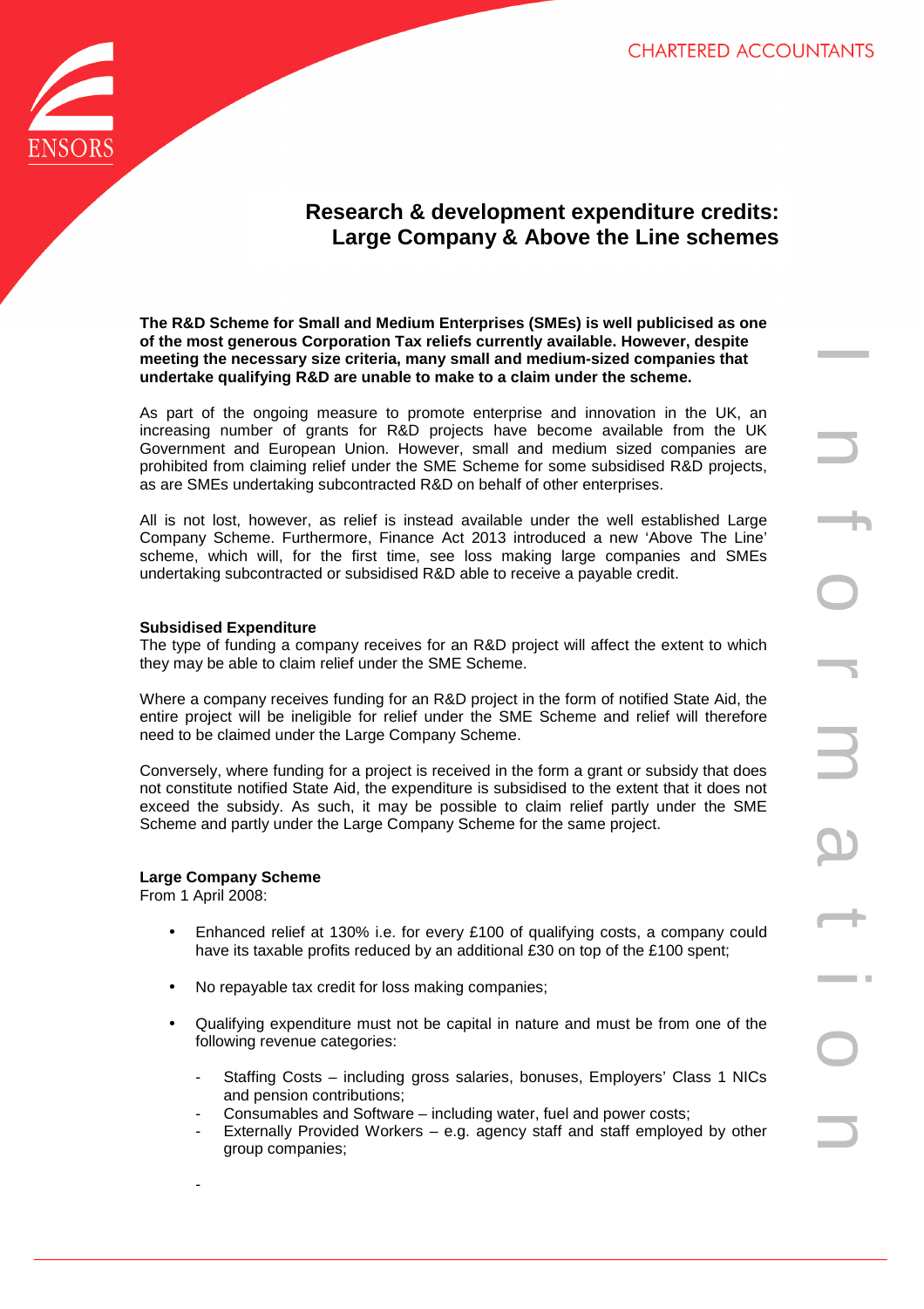CHARTERED ACCOUNTANTS

# Research & development expenditure credits: Large Company & Above the Line schemes

**The R&D Scheme for Small and Medium Enterprises (SMEs) is well publicised as one of the most generous Corporation Tax reliefs currently available. However, despite meeting the necessary size criteria, many small and medium-sized companies that undertake qualifying R&D are unable to make to a claim under the scheme.**

As part of the ongoing measure to promote enterprise and innovation in the UK, an increasing number of grants for R&D projects have become available from the UK Government and European Union. However, small and medium sized companies are prohibited from claiming relief under the SME Scheme for some subsidised R&D projects, as are SMEs undertaking subcontracted R&D on behalf of other enterprises.

All is not lost, however, as relief is instead available under the well established Large Company Scheme. Furthermore, Finance Act 2013 introduced a new 'Above The Line' scheme, which will, for the first time, see loss making large companies and SMEs undertaking subcontracted or subsidised R&D able to receive a payable credit.

**Subsidised Expenditure**

The type of funding a company receives for an R&D project will affect the extent to which they may be able to claim relief under the SME Scheme.

Where a company receives funding for an R&D project in the form of notified State Aid, the entire project will be ineligible for relief under the SME Scheme and relief will therefore need to be claimed under the Large Company Scheme.

Conversely, where funding for a project is received in the form a grant or subsidy that does not constitute notified State Aid, the expenditure is subsidised to the extent that it does not exceed the subsidy. As such, it may be possible to claim relief partly under the SME Scheme and partly under the Large Company Scheme for the same project.

**Large Company Scheme**

From 1 April 2008:

- Enhanced relief at 130% i.e. for every £100 of qualifying costs, a company could have its taxable profits reduced by an additional £30 on top of the £100 spent;
- No repayable tax credit for loss making companies;
- Qualifying expenditure must not be capital in nature and must be from one of the following revenue categories:
  - Staffing Costs – including gross salaries, bonuses, Employers' Class 1 NICs and pension contributions;
  - Consumables and Software – including water, fuel and power costs;
  - Externally Provided Workers – e.g. agency staff and staff employed by other group companies;
  -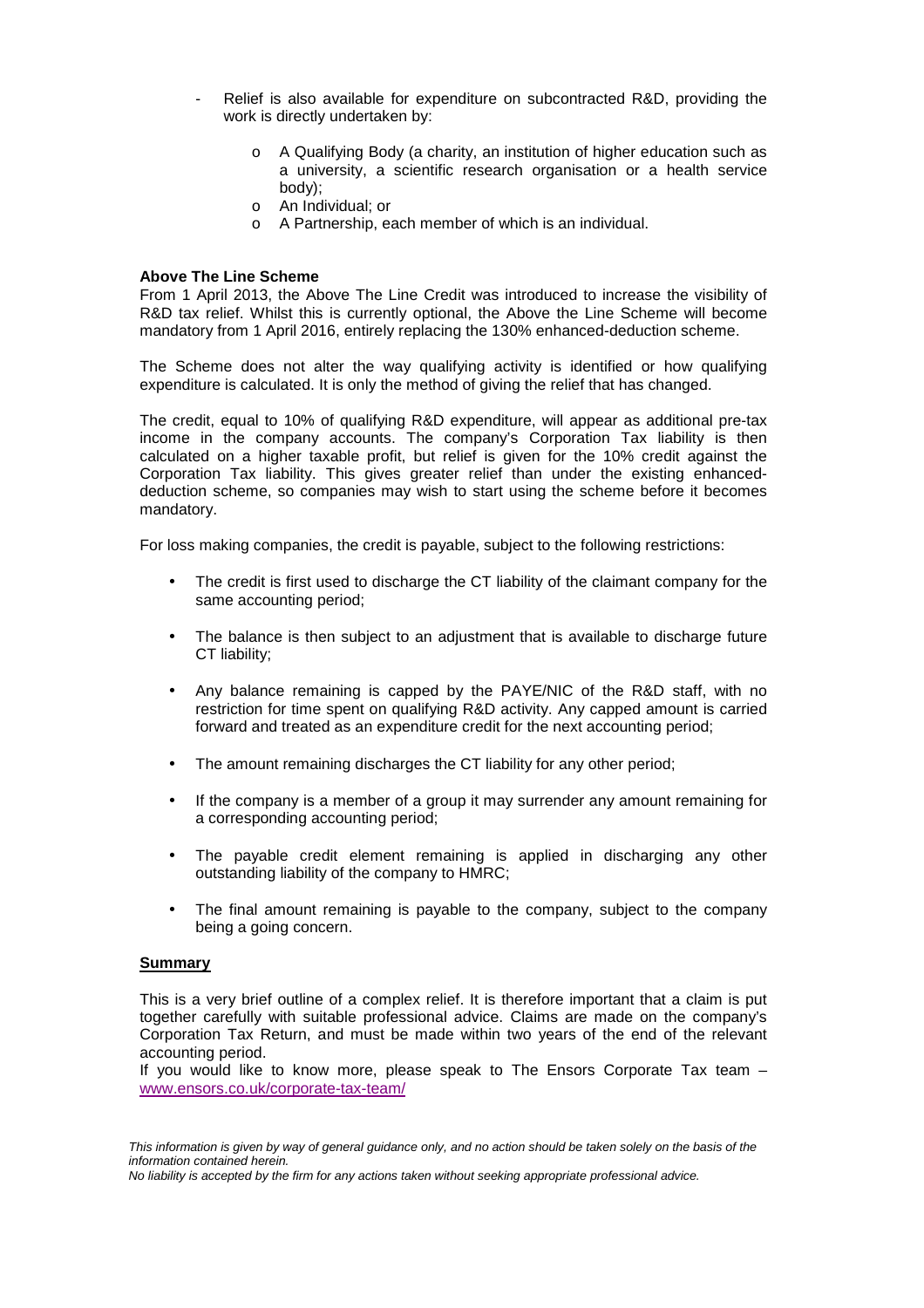- Relief is also available for expenditure on subcontracted R&D, providing the work is directly undertaken by:
    - A Qualifying Body (a charity, an institution of higher education such as a university, a scientific research organisation or a health service body);
    - An Individual; or
    - A Partnership, each member of which is an individual.

**Above The Line Scheme**

From 1 April 2013, the Above The Line Credit was introduced to increase the visibility of R&D tax relief. Whilst this is currently optional, the Above the Line Scheme will become mandatory from 1 April 2016, entirely replacing the 130% enhanced-deduction scheme.

The Scheme does not alter the way qualifying activity is identified or how qualifying expenditure is calculated. It is only the method of giving the relief that has changed.

The credit, equal to 10% of qualifying R&D expenditure, will appear as additional pre-tax income in the company accounts. The company's Corporation Tax liability is then calculated on a higher taxable profit, but relief is given for the 10% credit against the Corporation Tax liability. This gives greater relief than under the existing enhanced-deduction scheme, so companies may wish to start using the scheme before it becomes mandatory.

For loss making companies, the credit is payable, subject to the following restrictions:

- The credit is first used to discharge the CT liability of the claimant company for the same accounting period;
- The balance is then subject to an adjustment that is available to discharge future CT liability;
- Any balance remaining is capped by the PAYE/NIC of the R&D staff, with no restriction for time spent on qualifying R&D activity. Any capped amount is carried forward and treated as an expenditure credit for the next accounting period;
- The amount remaining discharges the CT liability for any other period;
- If the company is a member of a group it may surrender any amount remaining for a corresponding accounting period;
- The payable credit element remaining is applied in discharging any other outstanding liability of the company to HMRC;
- The final amount remaining is payable to the company, subject to the company being a going concern.

**Summary**

This is a very brief outline of a complex relief. It is therefore important that a claim is put together carefully with suitable professional advice. Claims are made on the company's Corporation Tax Return, and must be made within two years of the end of the relevant accounting period.

If you would like to know more, please speak to The Ensors Corporate Tax team – www.ensors.co.uk/corporate-tax-team/

*This information is given by way of general guidance only, and no action should be taken solely on the basis of the information contained herein.*
*No liability is accepted by the firm for any actions taken without seeking appropriate professional advice.*